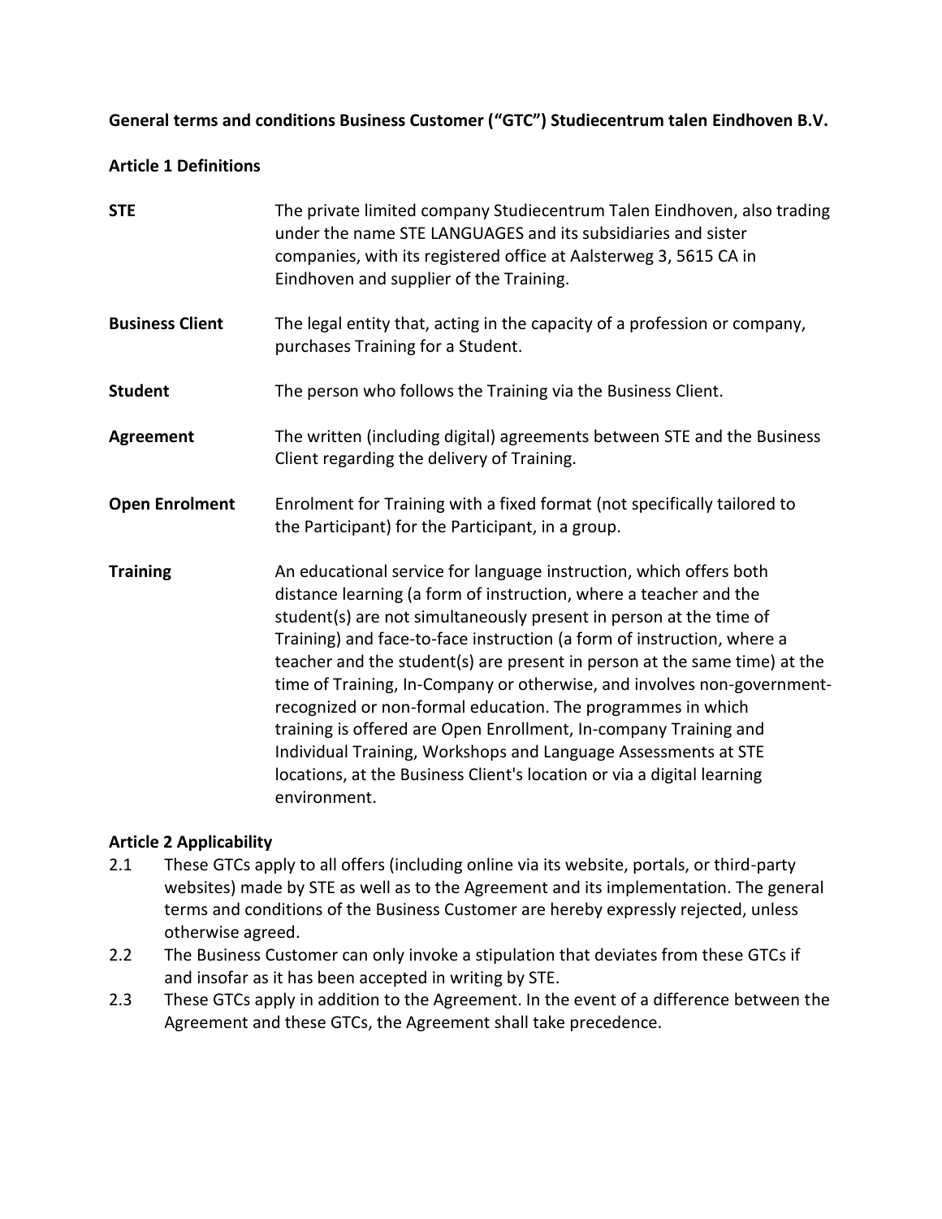**General terms and conditions Business Customer ("GTC") Studiecentrum talen Eindhoven B.V.**

## Article 1 Definitions

| | |
|---|---|
| **STE** | The private limited company Studiecentrum Talen Eindhoven, also trading under the name STE LANGUAGES and its subsidiaries and sister companies, with its registered office at Aalsterweg 3, 5615 CA in Eindhoven and supplier of the Training. |
| **Business Client** | The legal entity that, acting in the capacity of a profession or company, purchases Training for a Student. |
| **Student** | The person who follows the Training via the Business Client. |
| **Agreement** | The written (including digital) agreements between STE and the Business Client regarding the delivery of Training. |
| **Open Enrolment** | Enrolment for Training with a fixed format (not specifically tailored to the Participant) for the Participant, in a group. |
| **Training** | An educational service for language instruction, which offers both distance learning (a form of instruction, where a teacher and the student(s) are not simultaneously present in person at the time of Training) and face-to-face instruction (a form of instruction, where a teacher and the student(s) are present in person at the same time) at the time of Training, In-Company or otherwise, and involves non-government-recognized or non-formal education. The programmes in which training is offered are Open Enrollment, In-company Training and Individual Training, Workshops and Language Assessments at STE locations, at the Business Client's location or via a digital learning environment. |

## Article 2 Applicability

2.1 These GTCs apply to all offers (including online via its website, portals, or third-party websites) made by STE as well as to the Agreement and its implementation. The general terms and conditions of the Business Customer are hereby expressly rejected, unless otherwise agreed.

2.2 The Business Customer can only invoke a stipulation that deviates from these GTCs if and insofar as it has been accepted in writing by STE.

2.3 These GTCs apply in addition to the Agreement. In the event of a difference between the Agreement and these GTCs, the Agreement shall take precedence.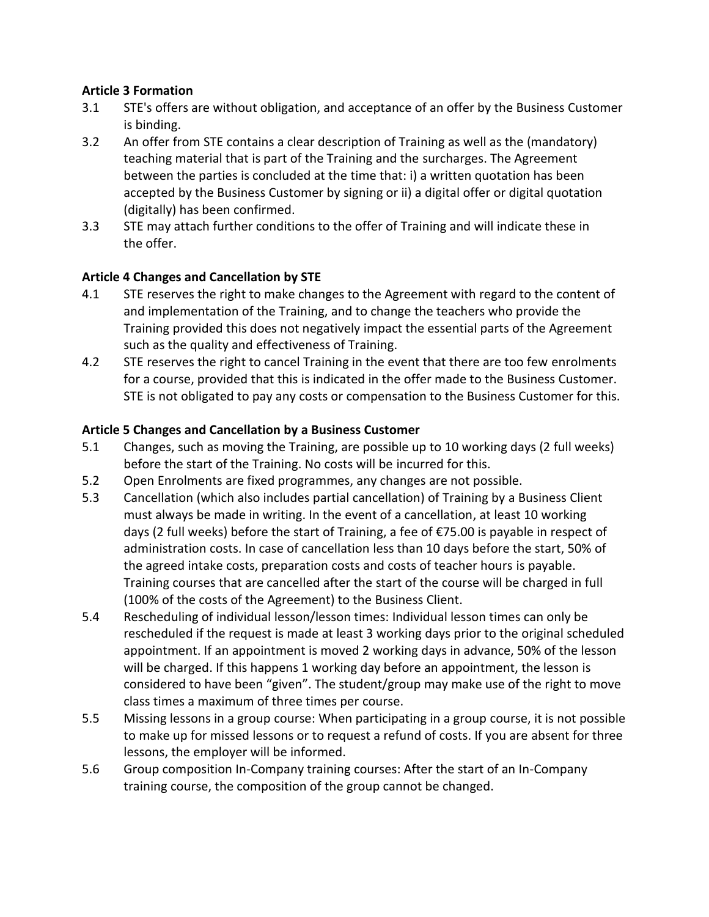**Article 3 Formation**

3.1 STE's offers are without obligation, and acceptance of an offer by the Business Customer is binding.

3.2 An offer from STE contains a clear description of Training as well as the (mandatory) teaching material that is part of the Training and the surcharges. The Agreement between the parties is concluded at the time that: i) a written quotation has been accepted by the Business Customer by signing or ii) a digital offer or digital quotation (digitally) has been confirmed.

3.3 STE may attach further conditions to the offer of Training and will indicate these in the offer.

**Article 4 Changes and Cancellation by STE**

4.1 STE reserves the right to make changes to the Agreement with regard to the content of and implementation of the Training, and to change the teachers who provide the Training provided this does not negatively impact the essential parts of the Agreement such as the quality and effectiveness of Training.

4.2 STE reserves the right to cancel Training in the event that there are too few enrolments for a course, provided that this is indicated in the offer made to the Business Customer. STE is not obligated to pay any costs or compensation to the Business Customer for this.

**Article 5 Changes and Cancellation by a Business Customer**

5.1 Changes, such as moving the Training, are possible up to 10 working days (2 full weeks) before the start of the Training. No costs will be incurred for this.

5.2 Open Enrolments are fixed programmes, any changes are not possible.

5.3 Cancellation (which also includes partial cancellation) of Training by a Business Client must always be made in writing. In the event of a cancellation, at least 10 working days (2 full weeks) before the start of Training, a fee of €75.00 is payable in respect of administration costs. In case of cancellation less than 10 days before the start, 50% of the agreed intake costs, preparation costs and costs of teacher hours is payable. Training courses that are cancelled after the start of the course will be charged in full (100% of the costs of the Agreement) to the Business Client.

5.4 Rescheduling of individual lesson/lesson times: Individual lesson times can only be rescheduled if the request is made at least 3 working days prior to the original scheduled appointment. If an appointment is moved 2 working days in advance, 50% of the lesson will be charged. If this happens 1 working day before an appointment, the lesson is considered to have been "given". The student/group may make use of the right to move class times a maximum of three times per course.

5.5 Missing lessons in a group course: When participating in a group course, it is not possible to make up for missed lessons or to request a refund of costs. If you are absent for three lessons, the employer will be informed.

5.6 Group composition In-Company training courses: After the start of an In-Company training course, the composition of the group cannot be changed.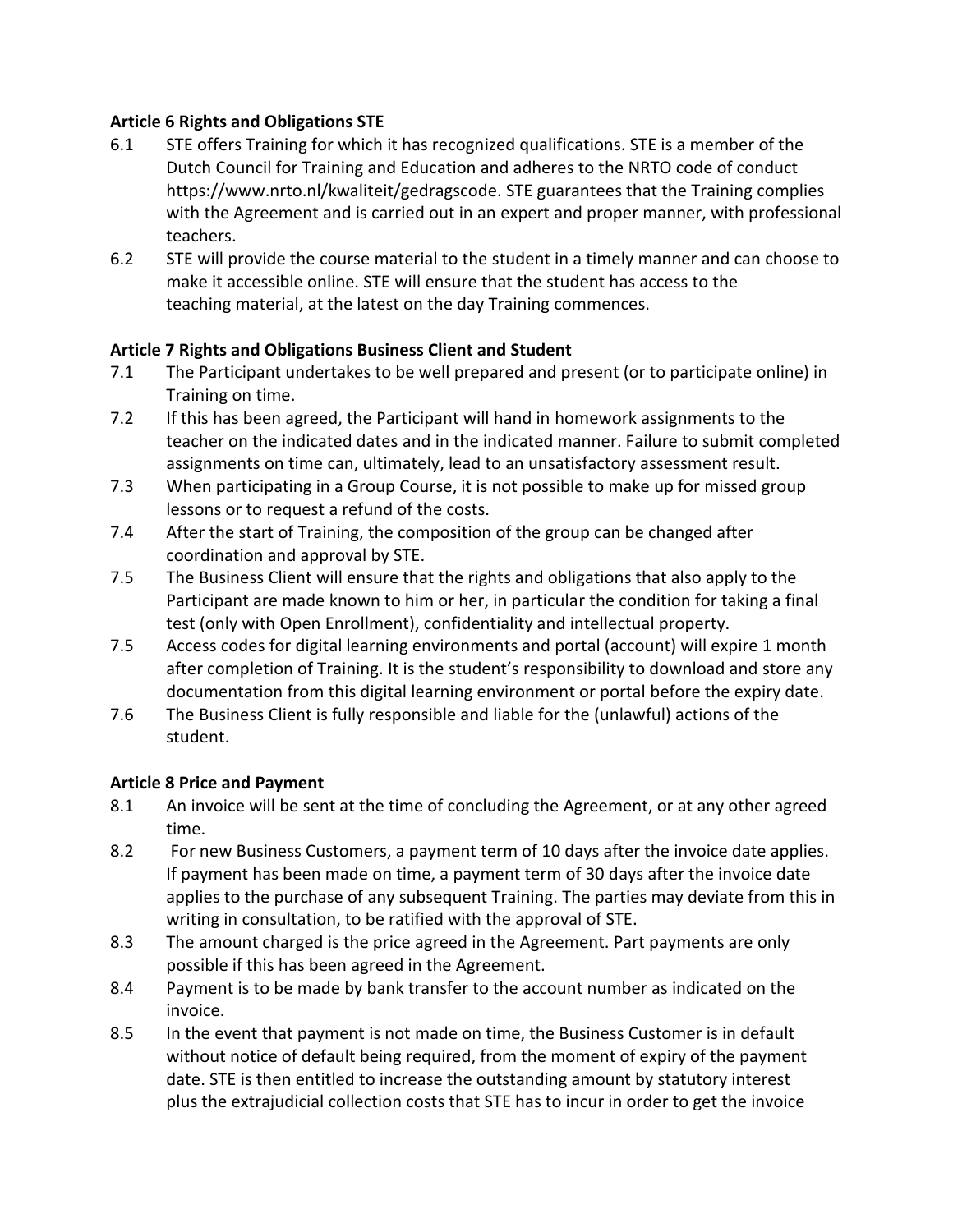**Article 6 Rights and Obligations STE**

6.1 STE offers Training for which it has recognized qualifications. STE is a member of the Dutch Council for Training and Education and adheres to the NRTO code of conduct https://www.nrto.nl/kwaliteit/gedragscode. STE guarantees that the Training complies with the Agreement and is carried out in an expert and proper manner, with professional teachers.

6.2 STE will provide the course material to the student in a timely manner and can choose to make it accessible online. STE will ensure that the student has access to the teaching material, at the latest on the day Training commences.

**Article 7 Rights and Obligations Business Client and Student**

7.1 The Participant undertakes to be well prepared and present (or to participate online) in Training on time.

7.2 If this has been agreed, the Participant will hand in homework assignments to the teacher on the indicated dates and in the indicated manner. Failure to submit completed assignments on time can, ultimately, lead to an unsatisfactory assessment result.

7.3 When participating in a Group Course, it is not possible to make up for missed group lessons or to request a refund of the costs.

7.4 After the start of Training, the composition of the group can be changed after coordination and approval by STE.

7.5 The Business Client will ensure that the rights and obligations that also apply to the Participant are made known to him or her, in particular the condition for taking a final test (only with Open Enrollment), confidentiality and intellectual property.

7.5 Access codes for digital learning environments and portal (account) will expire 1 month after completion of Training. It is the student's responsibility to download and store any documentation from this digital learning environment or portal before the expiry date.

7.6 The Business Client is fully responsible and liable for the (unlawful) actions of the student.

**Article 8 Price and Payment**

8.1 An invoice will be sent at the time of concluding the Agreement, or at any other agreed time.

8.2 For new Business Customers, a payment term of 10 days after the invoice date applies. If payment has been made on time, a payment term of 30 days after the invoice date applies to the purchase of any subsequent Training. The parties may deviate from this in writing in consultation, to be ratified with the approval of STE.

8.3 The amount charged is the price agreed in the Agreement. Part payments are only possible if this has been agreed in the Agreement.

8.4 Payment is to be made by bank transfer to the account number as indicated on the invoice.

8.5 In the event that payment is not made on time, the Business Customer is in default without notice of default being required, from the moment of expiry of the payment date. STE is then entitled to increase the outstanding amount by statutory interest plus the extrajudicial collection costs that STE has to incur in order to get the invoice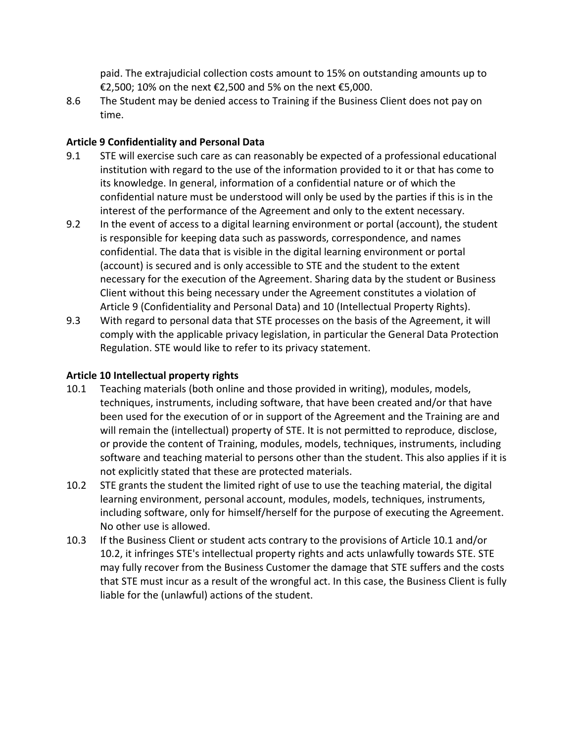paid. The extrajudicial collection costs amount to 15% on outstanding amounts up to €2,500; 10% on the next €2,500 and 5% on the next €5,000.

8.6 The Student may be denied access to Training if the Business Client does not pay on time.

**Article 9 Confidentiality and Personal Data**

9.1 STE will exercise such care as can reasonably be expected of a professional educational institution with regard to the use of the information provided to it or that has come to its knowledge. In general, information of a confidential nature or of which the confidential nature must be understood will only be used by the parties if this is in the interest of the performance of the Agreement and only to the extent necessary.

9.2 In the event of access to a digital learning environment or portal (account), the student is responsible for keeping data such as passwords, correspondence, and names confidential. The data that is visible in the digital learning environment or portal (account) is secured and is only accessible to STE and the student to the extent necessary for the execution of the Agreement. Sharing data by the student or Business Client without this being necessary under the Agreement constitutes a violation of Article 9 (Confidentiality and Personal Data) and 10 (Intellectual Property Rights).

9.3 With regard to personal data that STE processes on the basis of the Agreement, it will comply with the applicable privacy legislation, in particular the General Data Protection Regulation. STE would like to refer to its privacy statement.

**Article 10 Intellectual property rights**

10.1 Teaching materials (both online and those provided in writing), modules, models, techniques, instruments, including software, that have been created and/or that have been used for the execution of or in support of the Agreement and the Training are and will remain the (intellectual) property of STE. It is not permitted to reproduce, disclose, or provide the content of Training, modules, models, techniques, instruments, including software and teaching material to persons other than the student. This also applies if it is not explicitly stated that these are protected materials.

10.2 STE grants the student the limited right of use to use the teaching material, the digital learning environment, personal account, modules, models, techniques, instruments, including software, only for himself/herself for the purpose of executing the Agreement. No other use is allowed.

10.3 If the Business Client or student acts contrary to the provisions of Article 10.1 and/or 10.2, it infringes STE's intellectual property rights and acts unlawfully towards STE. STE may fully recover from the Business Customer the damage that STE suffers and the costs that STE must incur as a result of the wrongful act. In this case, the Business Client is fully liable for the (unlawful) actions of the student.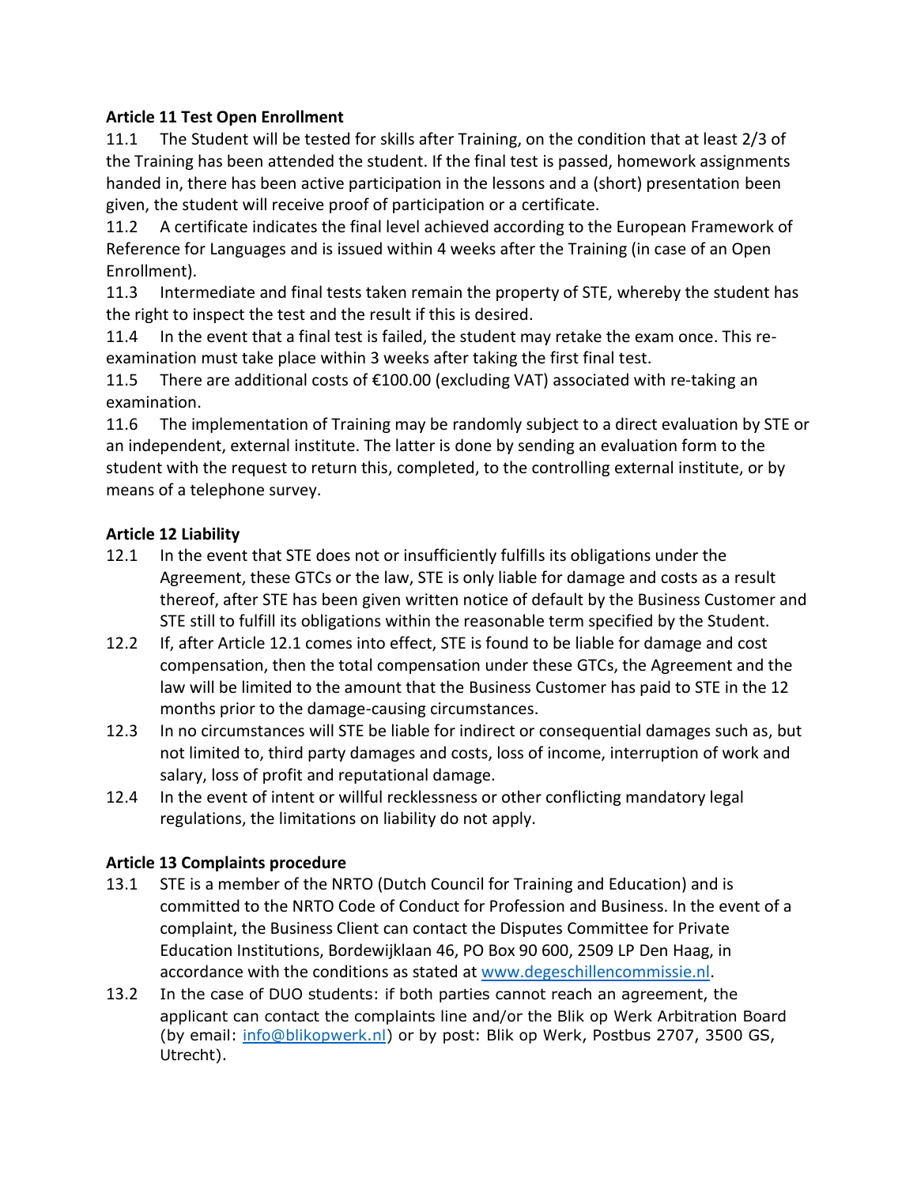**Article 11 Test Open Enrollment**

11.1 The Student will be tested for skills after Training, on the condition that at least 2/3 of the Training has been attended the student. If the final test is passed, homework assignments handed in, there has been active participation in the lessons and a (short) presentation been given, the student will receive proof of participation or a certificate.

11.2 A certificate indicates the final level achieved according to the European Framework of Reference for Languages and is issued within 4 weeks after the Training (in case of an Open Enrollment).

11.3 Intermediate and final tests taken remain the property of STE, whereby the student has the right to inspect the test and the result if this is desired.

11.4 In the event that a final test is failed, the student may retake the exam once. This re-examination must take place within 3 weeks after taking the first final test.

11.5 There are additional costs of €100.00 (excluding VAT) associated with re-taking an examination.

11.6 The implementation of Training may be randomly subject to a direct evaluation by STE or an independent, external institute. The latter is done by sending an evaluation form to the student with the request to return this, completed, to the controlling external institute, or by means of a telephone survey.

**Article 12 Liability**

12.1 In the event that STE does not or insufficiently fulfills its obligations under the Agreement, these GTCs or the law, STE is only liable for damage and costs as a result thereof, after STE has been given written notice of default by the Business Customer and STE still to fulfill its obligations within the reasonable term specified by the Student.

12.2 If, after Article 12.1 comes into effect, STE is found to be liable for damage and cost compensation, then the total compensation under these GTCs, the Agreement and the law will be limited to the amount that the Business Customer has paid to STE in the 12 months prior to the damage-causing circumstances.

12.3 In no circumstances will STE be liable for indirect or consequential damages such as, but not limited to, third party damages and costs, loss of income, interruption of work and salary, loss of profit and reputational damage.

12.4 In the event of intent or willful recklessness or other conflicting mandatory legal regulations, the limitations on liability do not apply.

**Article 13 Complaints procedure**

13.1 STE is a member of the NRTO (Dutch Council for Training and Education) and is committed to the NRTO Code of Conduct for Profession and Business. In the event of a complaint, the Business Client can contact the Disputes Committee for Private Education Institutions, Bordewijklaan 46, PO Box 90 600, 2509 LP Den Haag, in accordance with the conditions as stated at www.degeschillencommissie.nl.

13.2 In the case of DUO students: if both parties cannot reach an agreement, the applicant can contact the complaints line and/or the Blik op Werk Arbitration Board (by email: info@blikopwerk.nl) or by post: Blik op Werk, Postbus 2707, 3500 GS, Utrecht).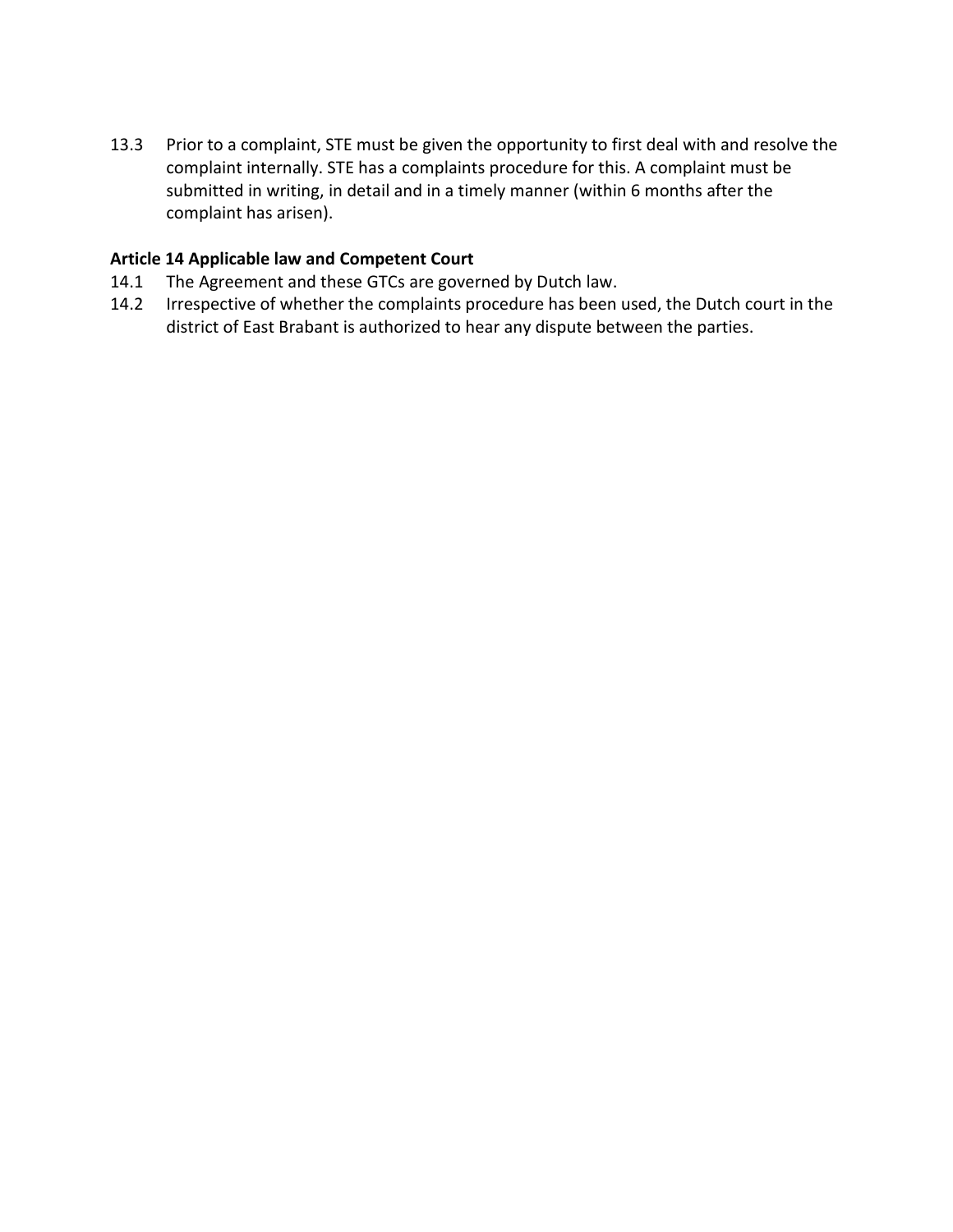13.3 Prior to a complaint, STE must be given the opportunity to first deal with and resolve the complaint internally. STE has a complaints procedure for this. A complaint must be submitted in writing, in detail and in a timely manner (within 6 months after the complaint has arisen).

**Article 14 Applicable law and Competent Court**

14.1 The Agreement and these GTCs are governed by Dutch law.

14.2 Irrespective of whether the complaints procedure has been used, the Dutch court in the district of East Brabant is authorized to hear any dispute between the parties.